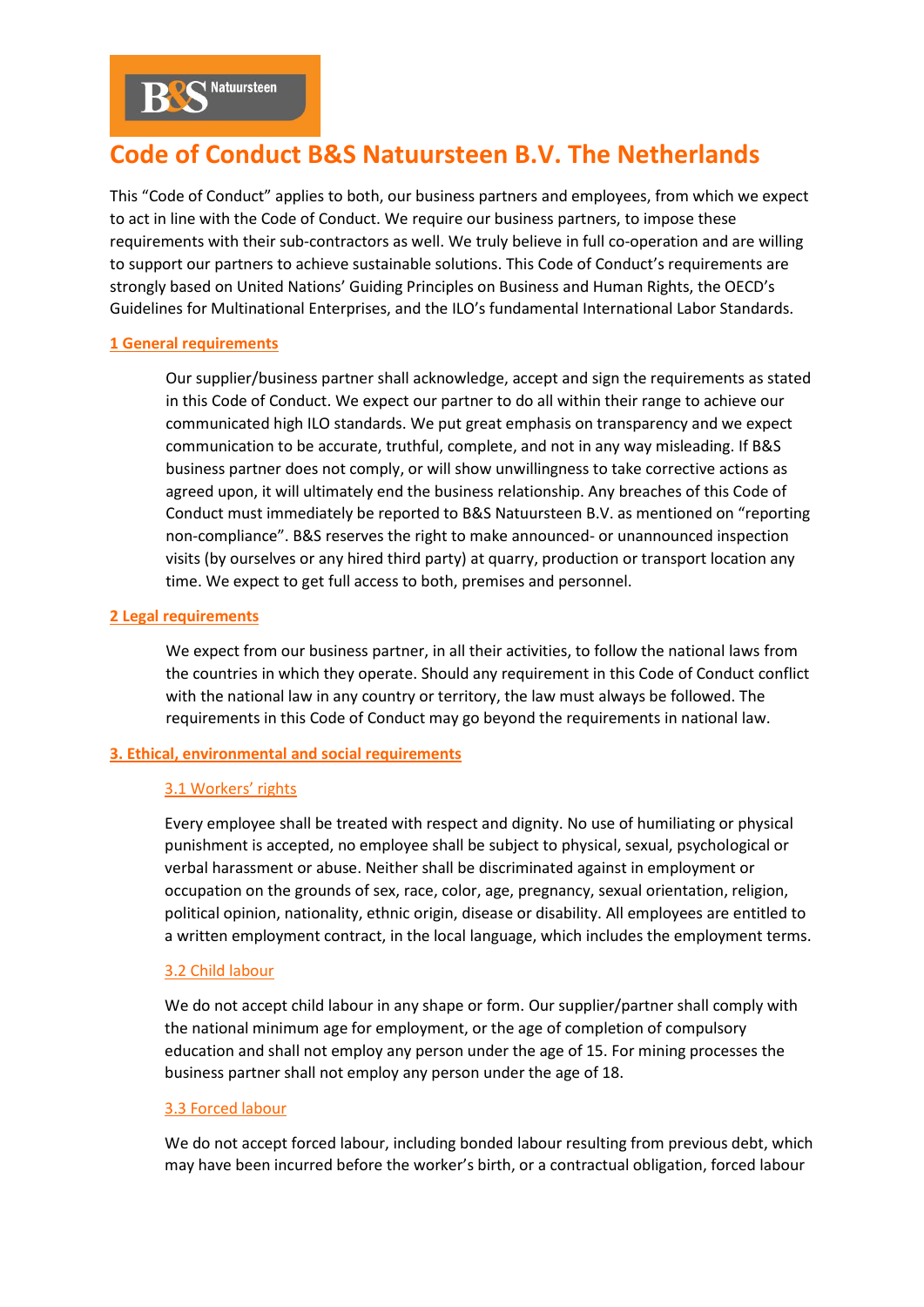# Code of Conduct B&S Natuursteen B.V. The Netherlands

This "Code of Conduct" applies to both, our business partners and employees, from which we expect to act in line with the Code of Conduct. We require our business partners, to impose these requirements with their sub-contractors as well. We truly believe in full co-operation and are willing to support our partners to achieve sustainable solutions. This Code of Conduct's requirements are strongly based on United Nations' Guiding Principles on Business and Human Rights, the OECD's Guidelines for Multinational Enterprises, and the ILO's fundamental International Labor Standards.

## 1 General requirements

Our supplier/business partner shall acknowledge, accept and sign the requirements as stated in this Code of Conduct. We expect our partner to do all within their range to achieve our communicated high ILO standards. We put great emphasis on transparency and we expect communication to be accurate, truthful, complete, and not in any way misleading. If B&S business partner does not comply, or will show unwillingness to take corrective actions as agreed upon, it will ultimately end the business relationship. Any breaches of this Code of Conduct must immediately be reported to B&S Natuursteen B.V. as mentioned on "reporting non-compliance". B&S reserves the right to make announced- or unannounced inspection visits (by ourselves or any hired third party) at quarry, production or transport location any time. We expect to get full access to both, premises and personnel.

## 2 Legal requirements

We expect from our business partner, in all their activities, to follow the national laws from the countries in which they operate. Should any requirement in this Code of Conduct conflict with the national law in any country or territory, the law must always be followed. The requirements in this Code of Conduct may go beyond the requirements in national law.

## 3. Ethical, environmental and social requirements

### 3.1 Workers' rights

Every employee shall be treated with respect and dignity. No use of humiliating or physical punishment is accepted, no employee shall be subject to physical, sexual, psychological or verbal harassment or abuse. Neither shall be discriminated against in employment or occupation on the grounds of sex, race, color, age, pregnancy, sexual orientation, religion, political opinion, nationality, ethnic origin, disease or disability. All employees are entitled to a written employment contract, in the local language, which includes the employment terms.

### 3.2 Child labour

We do not accept child labour in any shape or form. Our supplier/partner shall comply with the national minimum age for employment, or the age of completion of compulsory education and shall not employ any person under the age of 15. For mining processes the business partner shall not employ any person under the age of 18.

### 3.3 Forced labour

We do not accept forced labour, including bonded labour resulting from previous debt, which may have been incurred before the worker's birth, or a contractual obligation, forced labour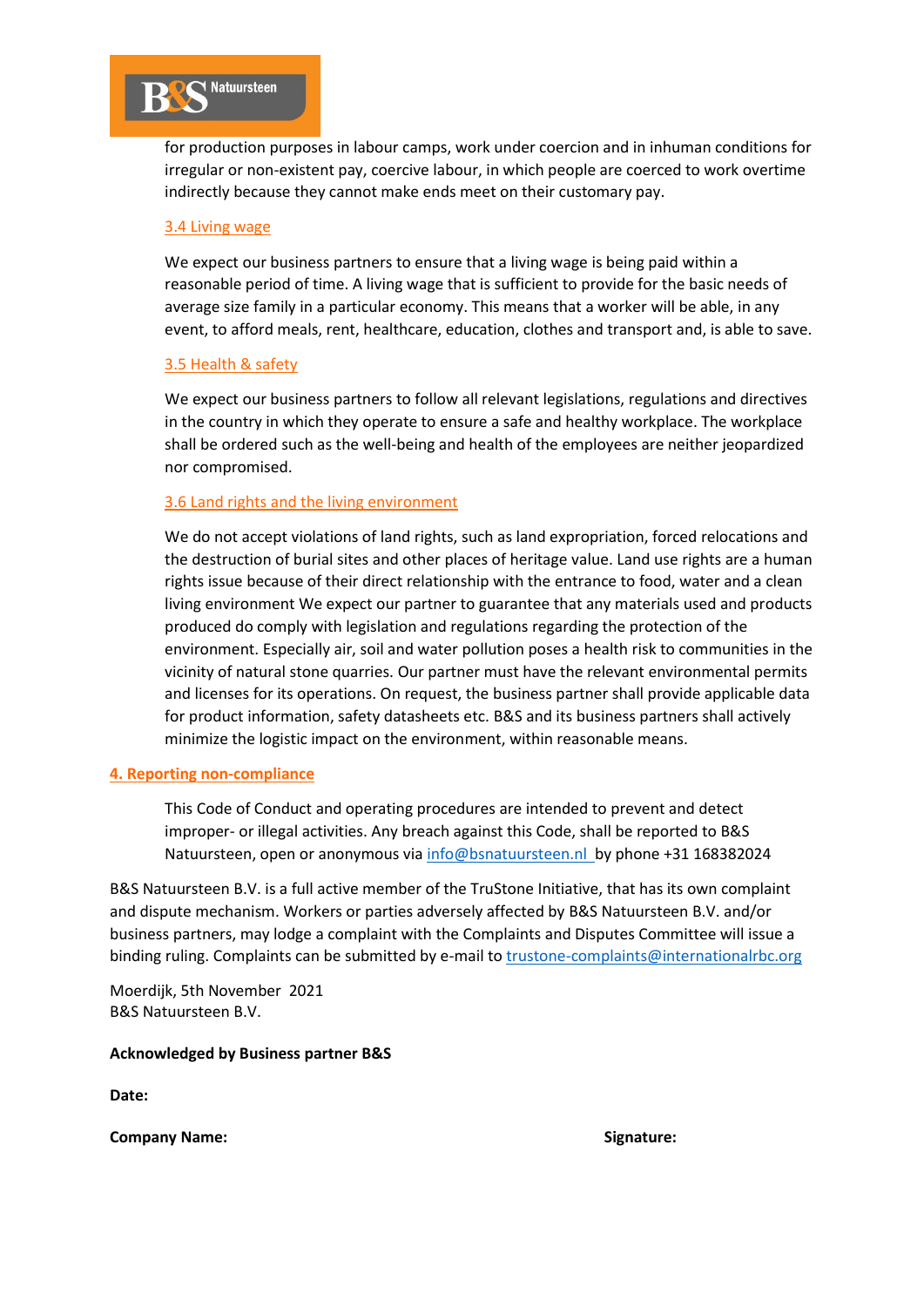for production purposes in labour camps, work under coercion and in inhuman conditions for irregular or non-existent pay, coercive labour, in which people are coerced to work overtime indirectly because they cannot make ends meet on their customary pay.

### 3.4 Living wage

We expect our business partners to ensure that a living wage is being paid within a reasonable period of time. A living wage that is sufficient to provide for the basic needs of average size family in a particular economy. This means that a worker will be able, in any event, to afford meals, rent, healthcare, education, clothes and transport and, is able to save.

### 3.5 Health & safety

We expect our business partners to follow all relevant legislations, regulations and directives in the country in which they operate to ensure a safe and healthy workplace. The workplace shall be ordered such as the well-being and health of the employees are neither jeopardized nor compromised.

### 3.6 Land rights and the living environment

We do not accept violations of land rights, such as land expropriation, forced relocations and the destruction of burial sites and other places of heritage value. Land use rights are a human rights issue because of their direct relationship with the entrance to food, water and a clean living environment We expect our partner to guarantee that any materials used and products produced do comply with legislation and regulations regarding the protection of the environment. Especially air, soil and water pollution poses a health risk to communities in the vicinity of natural stone quarries. Our partner must have the relevant environmental permits and licenses for its operations. On request, the business partner shall provide applicable data for product information, safety datasheets etc. B&S and its business partners shall actively minimize the logistic impact on the environment, within reasonable means.

## 4. Reporting non-compliance

This Code of Conduct and operating procedures are intended to prevent and detect improper- or illegal activities. Any breach against this Code, shall be reported to B&S Natuursteen, open or anonymous via info@bsnatuursteen.nl by phone +31 168382024

B&S Natuursteen B.V. is a full active member of the TruStone Initiative, that has its own complaint and dispute mechanism. Workers or parties adversely affected by B&S Natuursteen B.V. and/or business partners, may lodge a complaint with the Complaints and Disputes Committee will issue a binding ruling. Complaints can be submitted by e-mail to trustone-complaints@internationalrbc.org

Moerdijk, 5th November 2021
B&S Natuursteen B.V.

**Acknowledged by Business partner B&S**

**Date:**

**Company Name:** **Signature:**